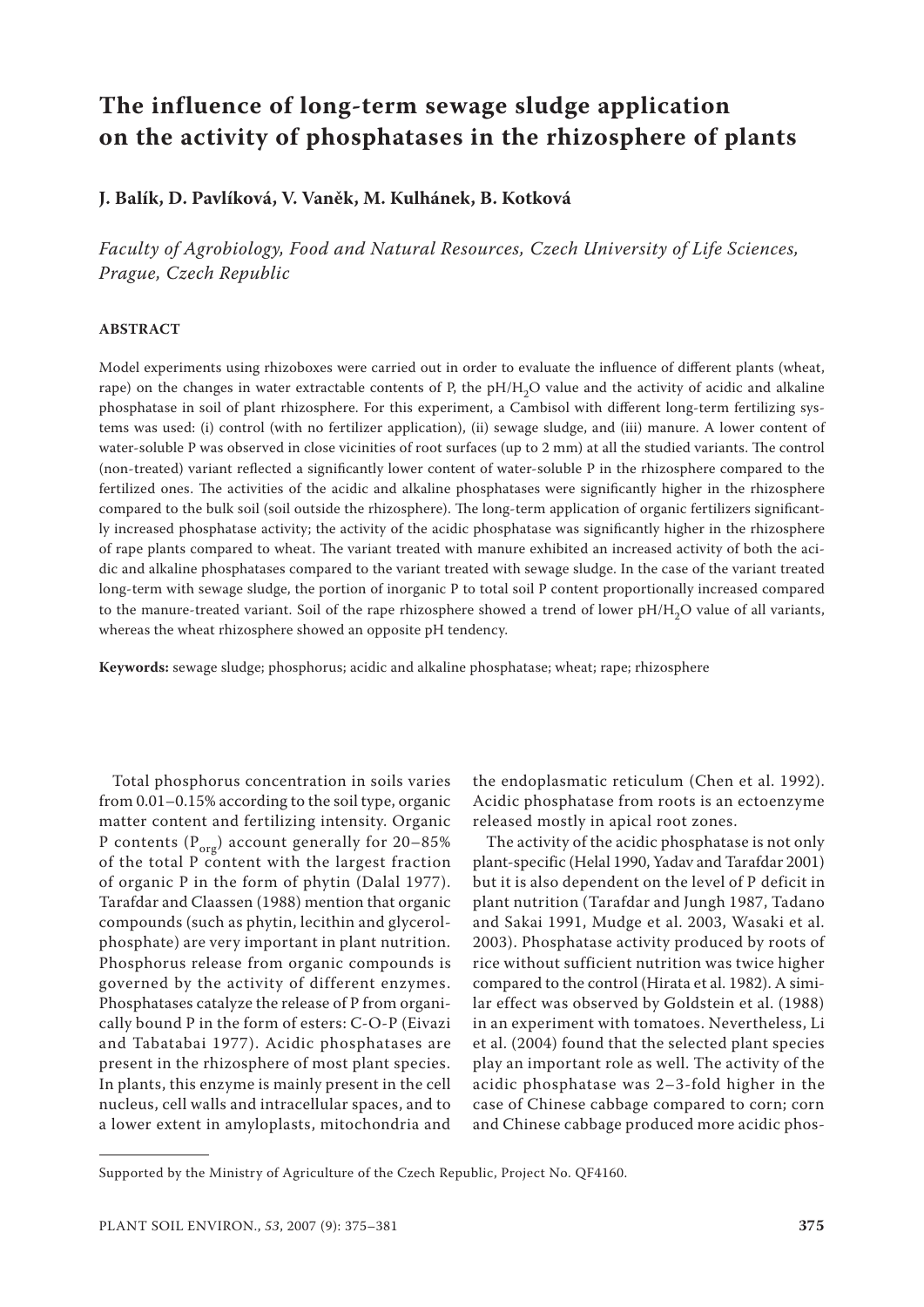# The influence of long-term sewage sludge application on the activity of phosphatases in the rhizosphere of plants

**J. Balík, D. Pavlíková, V. Vaněk, M. Kulhánek, B. Kotková**

*Faculty of Agrobiology, Food and Natural Resources, Czech University of Life Sciences, Prague, Czech Republic*

## ABSTRACT

Model experiments using rhizoboxes were carried out in order to evaluate the influence of different plants (wheat, rape) on the changes in water extractable contents of P, the pH/$H_2O$ value and the activity of acidic and alkaline phosphatase in soil of plant rhizosphere. For this experiment, a Cambisol with different long-term fertilizing systems was used: (i) control (with no fertilizer application), (ii) sewage sludge, and (iii) manure. A lower content of water-soluble P was observed in close vicinities of root surfaces (up to 2 mm) at all the studied variants. The control (non-treated) variant reflected a significantly lower content of water-soluble P in the rhizosphere compared to the fertilized ones. The activities of the acidic and alkaline phosphatases were significantly higher in the rhizosphere compared to the bulk soil (soil outside the rhizosphere). The long-term application of organic fertilizers significantly increased phosphatase activity; the activity of the acidic phosphatase was significantly higher in the rhizosphere of rape plants compared to wheat. The variant treated with manure exhibited an increased activity of both the acidic and alkaline phosphatases compared to the variant treated with sewage sludge. In the case of the variant treated long-term with sewage sludge, the portion of inorganic P to total soil P content proportionally increased compared to the manure-treated variant. Soil of the rape rhizosphere showed a trend of lower pH/$H_2O$ value of all variants, whereas the wheat rhizosphere showed an opposite pH tendency.

**Keywords:** sewage sludge; phosphorus; acidic and alkaline phosphatase; wheat; rape; rhizosphere

Total phosphorus concentration in soils varies from 0.01–0.15% according to the soil type, organic matter content and fertilizing intensity. Organic P contents ($P_{org}$) account generally for 20–85% of the total P content with the largest fraction of organic P in the form of phytin (Dalal 1977). Tarafdar and Claassen (1988) mention that organic compounds (such as phytin, lecithin and glycerolphosphate) are very important in plant nutrition. Phosphorus release from organic compounds is governed by the activity of different enzymes. Phosphatases catalyze the release of P from organically bound P in the form of esters: C-O-P (Eivazi and Tabatabai 1977). Acidic phosphatases are present in the rhizosphere of most plant species. In plants, this enzyme is mainly present in the cell nucleus, cell walls and intracellular spaces, and to a lower extent in amyloplasts, mitochondria and the endoplasmatic reticulum (Chen et al. 1992). Acidic phosphatase from roots is an ectoenzyme released mostly in apical root zones.

The activity of the acidic phosphatase is not only plant-specific (Helal 1990, Yadav and Tarafdar 2001) but it is also dependent on the level of P deficit in plant nutrition (Tarafdar and Jungh 1987, Tadano and Sakai 1991, Mudge et al. 2003, Wasaki et al. 2003). Phosphatase activity produced by roots of rice without sufficient nutrition was twice higher compared to the control (Hirata et al. 1982). A similar effect was observed by Goldstein et al. (1988) in an experiment with tomatoes. Nevertheless, Li et al. (2004) found that the selected plant species play an important role as well. The activity of the acidic phosphatase was 2–3-fold higher in the case of Chinese cabbage compared to corn; corn and Chinese cabbage produced more acidic phos-

Supported by the Ministry of Agriculture of the Czech Republic, Project No. QF4160.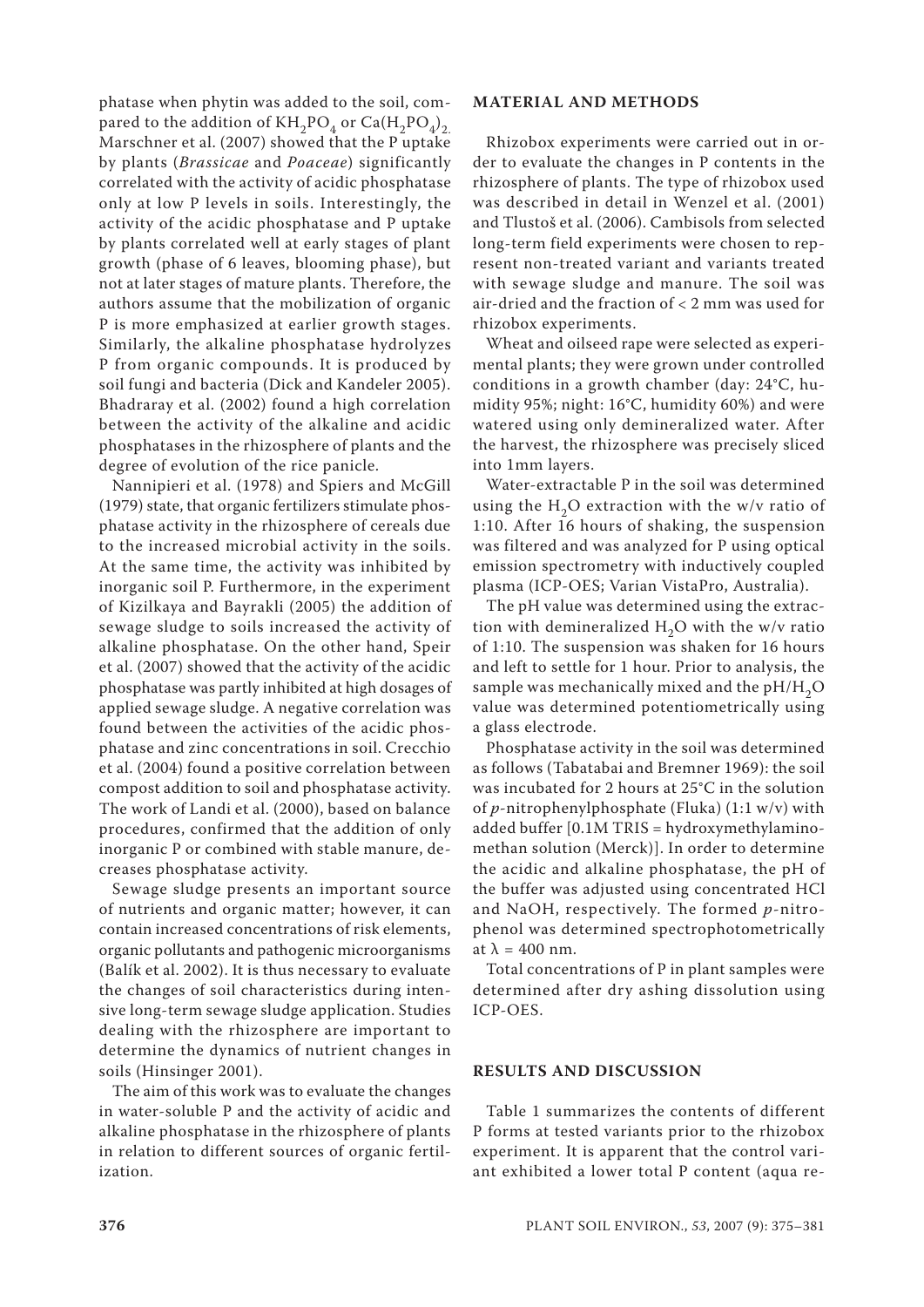phatase when phytin was added to the soil, compared to the addition of $KH_2PO_4$ or $Ca(H_2PO_4)_2$. Marschner et al. (2007) showed that the P uptake by plants (*Brassicae* and *Poaceae*) significantly correlated with the activity of acidic phosphatase only at low P levels in soils. Interestingly, the activity of the acidic phosphatase and P uptake by plants correlated well at early stages of plant growth (phase of 6 leaves, blooming phase), but not at later stages of mature plants. Therefore, the authors assume that the mobilization of organic P is more emphasized at earlier growth stages. Similarly, the alkaline phosphatase hydrolyzes P from organic compounds. It is produced by soil fungi and bacteria (Dick and Kandeler 2005). Bhadraray et al. (2002) found a high correlation between the activity of the alkaline and acidic phosphatases in the rhizosphere of plants and the degree of evolution of the rice panicle.

Nannipieri et al. (1978) and Spiers and McGill (1979) state, that organic fertilizers stimulate phosphatase activity in the rhizosphere of cereals due to the increased microbial activity in the soils. At the same time, the activity was inhibited by inorganic soil P. Furthermore, in the experiment of Kizilkaya and Bayrakli (2005) the addition of sewage sludge to soils increased the activity of alkaline phosphatase. On the other hand, Speir et al. (2007) showed that the activity of the acidic phosphatase was partly inhibited at high dosages of applied sewage sludge. A negative correlation was found between the activities of the acidic phosphatase and zinc concentrations in soil. Crecchio et al. (2004) found a positive correlation between compost addition to soil and phosphatase activity. The work of Landi et al. (2000), based on balance procedures, confirmed that the addition of only inorganic P or combined with stable manure, decreases phosphatase activity.

Sewage sludge presents an important source of nutrients and organic matter; however, it can contain increased concentrations of risk elements, organic pollutants and pathogenic microorganisms (Balík et al. 2002). It is thus necessary to evaluate the changes of soil characteristics during intensive long-term sewage sludge application. Studies dealing with the rhizosphere are important to determine the dynamics of nutrient changes in soils (Hinsinger 2001).

The aim of this work was to evaluate the changes in water-soluble P and the activity of acidic and alkaline phosphatase in the rhizosphere of plants in relation to different sources of organic fertilization.

## MATERIAL AND METHODS

Rhizobox experiments were carried out in order to evaluate the changes in P contents in the rhizosphere of plants. The type of rhizobox used was described in detail in Wenzel et al. (2001) and Tlustoš et al. (2006). Cambisols from selected long-term field experiments were chosen to represent non-treated variant and variants treated with sewage sludge and manure. The soil was air-dried and the fraction of < 2 mm was used for rhizobox experiments.

Wheat and oilseed rape were selected as experimental plants; they were grown under controlled conditions in a growth chamber (day: 24°C, humidity 95%; night: 16°C, humidity 60%) and were watered using only demineralized water. After the harvest, the rhizosphere was precisely sliced into 1mm layers.

Water-extractable P in the soil was determined using the $H_2O$ extraction with the w/v ratio of 1:10. After 16 hours of shaking, the suspension was filtered and was analyzed for P using optical emission spectrometry with inductively coupled plasma (ICP-OES; Varian VistaPro, Australia).

The pH value was determined using the extraction with demineralized $H_2O$ with the w/v ratio of 1:10. The suspension was shaken for 16 hours and left to settle for 1 hour. Prior to analysis, the sample was mechanically mixed and the pH/$H_2O$ value was determined potentiometrically using a glass electrode.

Phosphatase activity in the soil was determined as follows (Tabatabai and Bremner 1969): the soil was incubated for 2 hours at 25°C in the solution of *p*-nitrophenylphosphate (Fluka) (1:1 w/v) with added buffer [0.1M TRIS = hydroxymethylaminomethan solution (Merck)]. In order to determine the acidic and alkaline phosphatase, the pH of the buffer was adjusted using concentrated HCl and NaOH, respectively. The formed *p*-nitrophenol was determined spectrophotometrically at $\lambda$ = 400 nm.

Total concentrations of P in plant samples were determined after dry ashing dissolution using ICP-OES.

## RESULTS AND DISCUSSION

Table 1 summarizes the contents of different P forms at tested variants prior to the rhizobox experiment. It is apparent that the control variant exhibited a lower total P content (aqua re-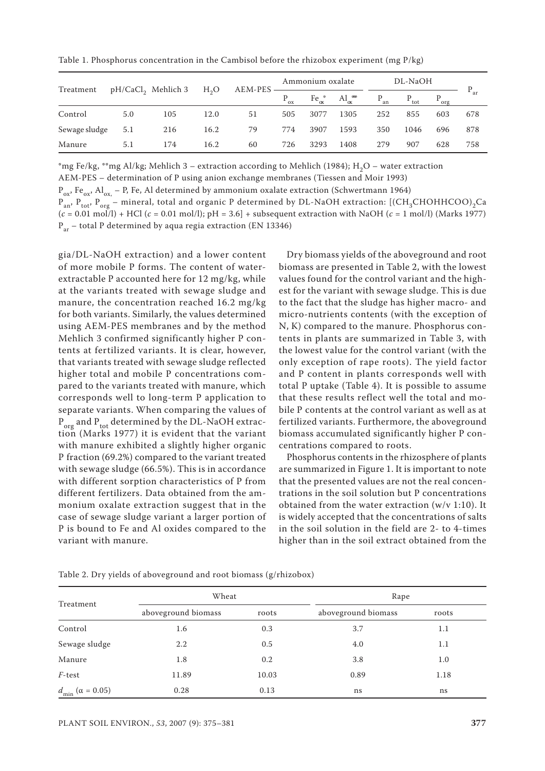Table 1. Phosphorus concentration in the Cambisol before the rhizobox experiment (mg P/kg)

| Treatment | $pH/CaCl_2$ | Mehlich 3 | $H_2O$ | AEM-PES | Ammonium oxalate | | | DL-NaOH | | | $P_{ar}$ |
|---|---|---|---|---|---|---|---|---|---|---|---|
| | | | | | $P_{ox}$ | $Fe_{ox}$* | $Al_{ox}$** | $P_{an}$ | $P_{tot}$ | $P_{org}$ | |
| Control | 5.0 | 105 | 12.0 | 51 | 505 | 3077 | 1305 | 252 | 855 | 603 | 678 |
| Sewage sludge | 5.1 | 216 | 16.2 | 79 | 774 | 3907 | 1593 | 350 | 1046 | 696 | 878 |
| Manure | 5.1 | 174 | 16.2 | 60 | 726 | 3293 | 1408 | 279 | 907 | 628 | 758 |

*mg Fe/kg, **mg Al/kg; Mehlich 3 – extraction according to Mehlich (1984); $H_2O$ – water extraction
AEM-PES – determination of P using anion exchange membranes (Tiessen and Moir 1993)
$P_{ox}$, $Fe_{ox}$, $Al_{ox}$ – P, Fe, Al determined by ammonium oxalate extraction (Schwertmann 1964)
$P_{an}$, $P_{tot}$, $P_{org}$ – mineral, total and organic P determined by DL-NaOH extraction: $[(CH_3CHOHHCOO)_2Ca$ ($c$ = 0.01 mol/l) + HCl ($c$ = 0.01 mol/l); pH = 3.6] + subsequent extraction with NaOH ($c$ = 1 mol/l) (Marks 1977)
$P_{ar}$ – total P determined by aqua regia extraction (EN 13346)

gia/DL-NaOH extraction) and a lower content of more mobile P forms. The content of water-extractable P accounted here for 12 mg/kg, while at the variants treated with sewage sludge and manure, the concentration reached 16.2 mg/kg for both variants. Similarly, the values determined using AEM-PES membranes and by the method Mehlich 3 confirmed significantly higher P contents at fertilized variants. It is clear, however, that variants treated with sewage sludge reflected higher total and mobile P concentrations compared to the variants treated with manure, which corresponds well to long-term P application to separate variants. When comparing the values of $P_{org}$ and $P_{tot}$ determined by the DL-NaOH extraction (Marks 1977) it is evident that the variant with manure exhibited a slightly higher organic P fraction (69.2%) compared to the variant treated with sewage sludge (66.5%). This is in accordance with different sorption characteristics of P from different fertilizers. Data obtained from the ammonium oxalate extraction suggest that in the case of sewage sludge variant a larger portion of P is bound to Fe and Al oxides compared to the variant with manure.

Dry biomass yields of the aboveground and root biomass are presented in Table 2, with the lowest values found for the control variant and the highest for the variant with sewage sludge. This is due to the fact that the sludge has higher macro- and micro-nutrients contents (with the exception of N, K) compared to the manure. Phosphorus contents in plants are summarized in Table 3, with the lowest value for the control variant (with the only exception of rape roots). The yield factor and P content in plants corresponds well with total P uptake (Table 4). It is possible to assume that these results reflect well the total and mobile P contents at the control variant as well as at fertilized variants. Furthermore, the aboveground biomass accumulated significantly higher P concentrations compared to roots.

Phosphorus contents in the rhizosphere of plants are summarized in Figure 1. It is important to note that the presented values are not the real concentrations in the soil solution but P concentrations obtained from the water extraction (w/v 1:10). It is widely accepted that the concentrations of salts in the soil solution in the field are 2- to 4-times higher than in the soil extract obtained from the

Table 2. Dry yields of aboveground and root biomass (g/rhizobox)

| Treatment | Wheat | | Rape | |
|---|---|---|---|---|
| | aboveground biomass | roots | aboveground biomass | roots |
| Control | 1.6 | 0.3 | 3.7 | 1.1 |
| Sewage sludge | 2.2 | 0.5 | 4.0 | 1.1 |
| Manure | 1.8 | 0.2 | 3.8 | 1.0 |
| *F*-test | 11.89 | 10.03 | 0.89 | 1.18 |
| $d_{min}$ ($\alpha$ = 0.05) | 0.28 | 0.13 | ns | ns |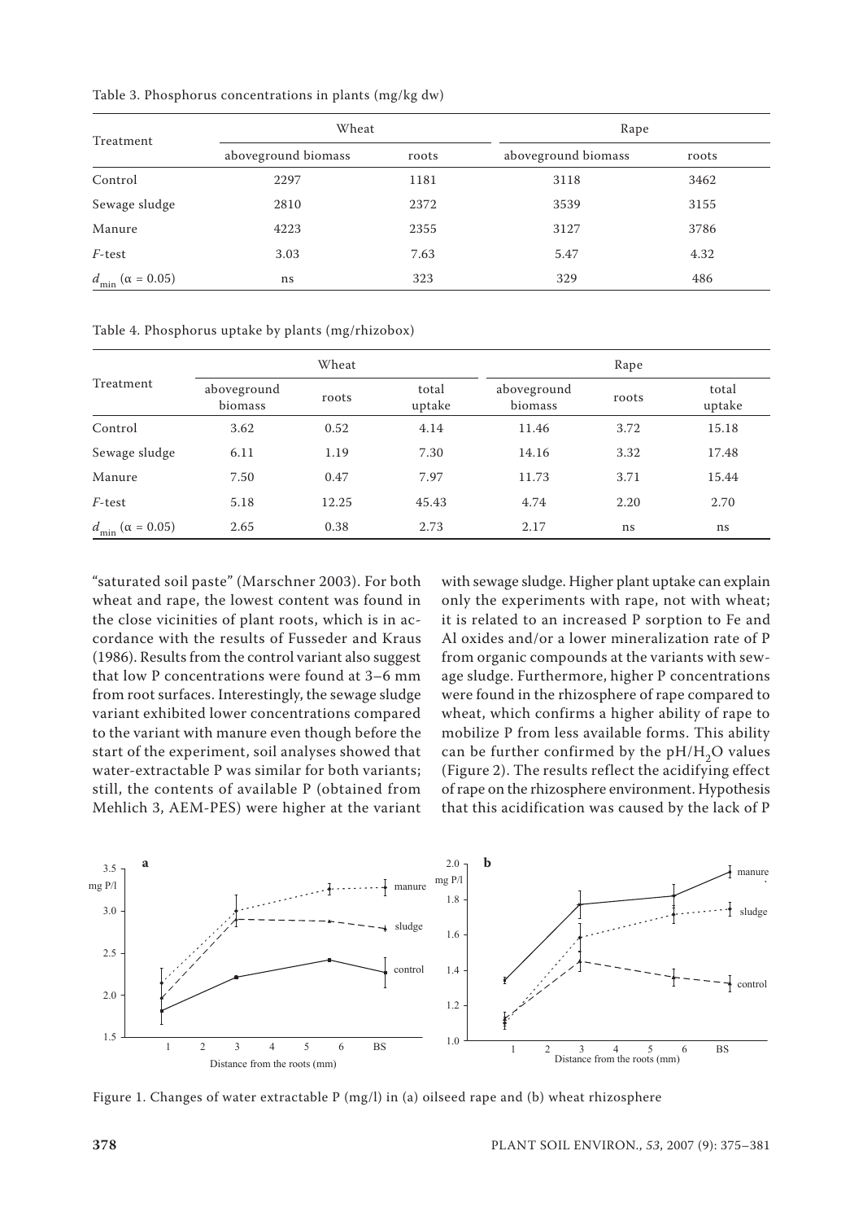Table 3. Phosphorus concentrations in plants (mg/kg dw)

| Treatment | Wheat | | Rape | |
|---|---|---|---|---|
| | aboveground biomass | roots | aboveground biomass | roots |
| Control | 2297 | 1181 | 3118 | 3462 |
| Sewage sludge | 2810 | 2372 | 3539 | 3155 |
| Manure | 4223 | 2355 | 3127 | 3786 |
| *F*-test | 3.03 | 7.63 | 5.47 | 4.32 |
| $d_{min}$ ($\alpha$ = 0.05) | ns | 323 | 329 | 486 |

Table 4. Phosphorus uptake by plants (mg/rhizobox)

| Treatment | Wheat | | | Rape | | |
|---|---|---|---|---|---|---|
| | aboveground biomass | roots | total uptake | aboveground biomass | roots | total uptake |
| Control | 3.62 | 0.52 | 4.14 | 11.46 | 3.72 | 15.18 |
| Sewage sludge | 6.11 | 1.19 | 7.30 | 14.16 | 3.32 | 17.48 |
| Manure | 7.50 | 0.47 | 7.97 | 11.73 | 3.71 | 15.44 |
| *F*-test | 5.18 | 12.25 | 45.43 | 4.74 | 2.20 | 2.70 |
| $d_{min}$ ($\alpha$ = 0.05) | 2.65 | 0.38 | 2.73 | 2.17 | ns | ns |

"saturated soil paste" (Marschner 2003). For both wheat and rape, the lowest content was found in the close vicinities of plant roots, which is in accordance with the results of Fusseder and Kraus (1986). Results from the control variant also suggest that low P concentrations were found at 3–6 mm from root surfaces. Interestingly, the sewage sludge variant exhibited lower concentrations compared to the variant with manure even though before the start of the experiment, soil analyses showed that water-extractable P was similar for both variants; still, the contents of available P (obtained from Mehlich 3, AEM-PES) were higher at the variant with sewage sludge. Higher plant uptake can explain only the experiments with rape, not with wheat; it is related to an increased P sorption to Fe and Al oxides and/or a lower mineralization rate of P from organic compounds at the variants with sewage sludge. Furthermore, higher P concentrations were found in the rhizosphere of rape compared to wheat, which confirms a higher ability of rape to mobilize P from less available forms. This ability can be further confirmed by the pH/$H_2O$ values (Figure 2). The results reflect the acidifying effect of rape on the rhizosphere environment. Hypothesis that this acidification was caused by the lack of P

Figure 1. Changes of water extractable P (mg/l) in (a) oilseed rape and (b) wheat rhizosphere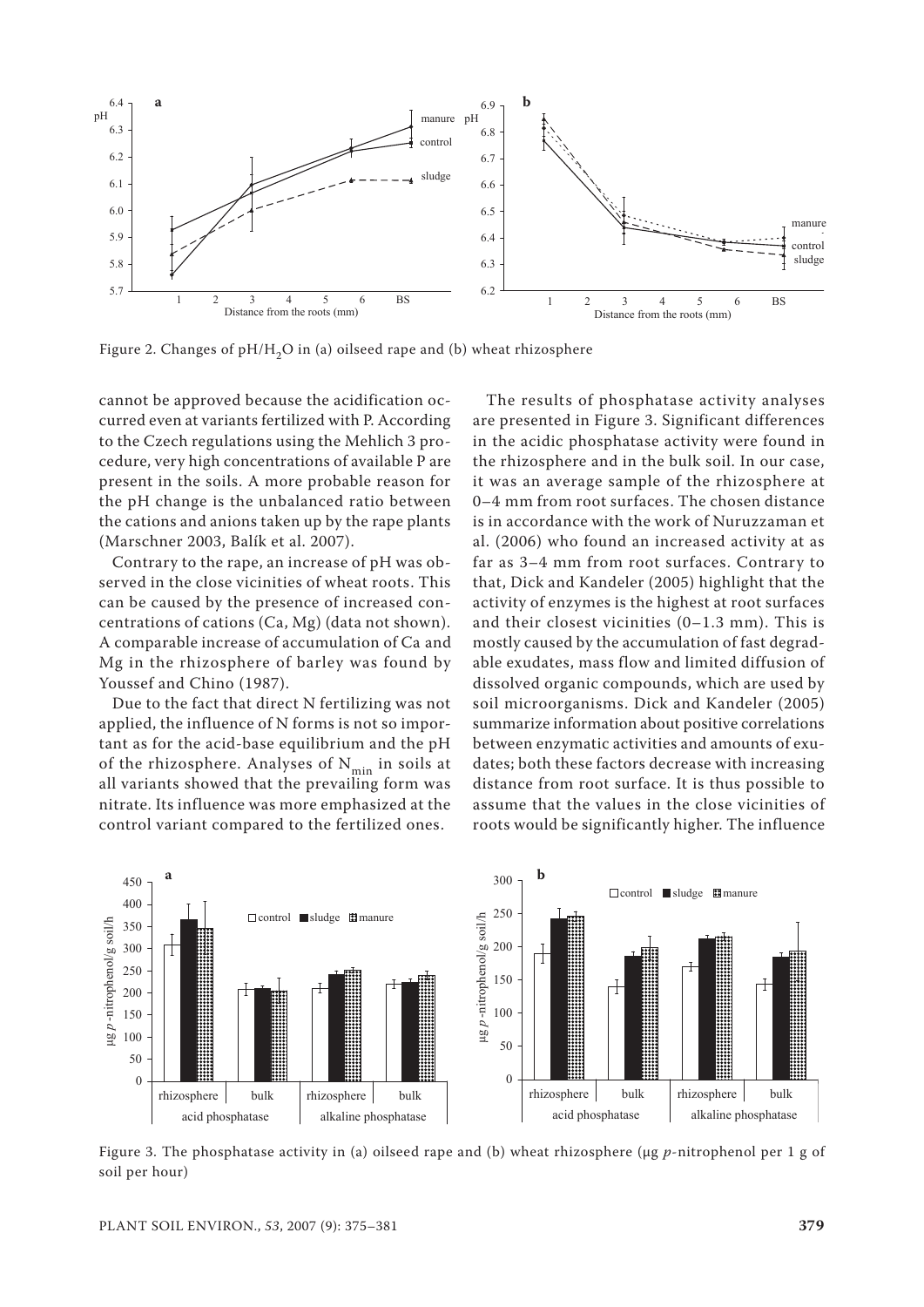Figure 2. Changes of pH/$H_2O$ in (a) oilseed rape and (b) wheat rhizosphere

cannot be approved because the acidification occurred even at variants fertilized with P. According to the Czech regulations using the Mehlich 3 procedure, very high concentrations of available P are present in the soils. A more probable reason for the pH change is the unbalanced ratio between the cations and anions taken up by the rape plants (Marschner 2003, Balík et al. 2007).

Contrary to the rape, an increase of pH was observed in the close vicinities of wheat roots. This can be caused by the presence of increased concentrations of cations (Ca, Mg) (data not shown). A comparable increase of accumulation of Ca and Mg in the rhizosphere of barley was found by Youssef and Chino (1987).

Due to the fact that direct N fertilizing was not applied, the influence of N forms is not so important as for the acid-base equilibrium and the pH of the rhizosphere. Analyses of $N_{min}$ in soils at all variants showed that the prevailing form was nitrate. Its influence was more emphasized at the control variant compared to the fertilized ones.

The results of phosphatase activity analyses are presented in Figure 3. Significant differences in the acidic phosphatase activity were found in the rhizosphere and in the bulk soil. In our case, it was an average sample of the rhizosphere at 0–4 mm from root surfaces. The chosen distance is in accordance with the work of Nuruzzaman et al. (2006) who found an increased activity at as far as 3–4 mm from root surfaces. Contrary to that, Dick and Kandeler (2005) highlight that the activity of enzymes is the highest at root surfaces and their closest vicinities (0–1.3 mm). This is mostly caused by the accumulation of fast degradable exudates, mass flow and limited diffusion of dissolved organic compounds, which are used by soil microorganisms. Dick and Kandeler (2005) summarize information about positive correlations between enzymatic activities and amounts of exudates; both these factors decrease with increasing distance from root surface. It is thus possible to assume that the values in the close vicinities of roots would be significantly higher. The influence

Figure 3. The phosphatase activity in (a) oilseed rape and (b) wheat rhizosphere (μg *p*-nitrophenol per 1 g of soil per hour)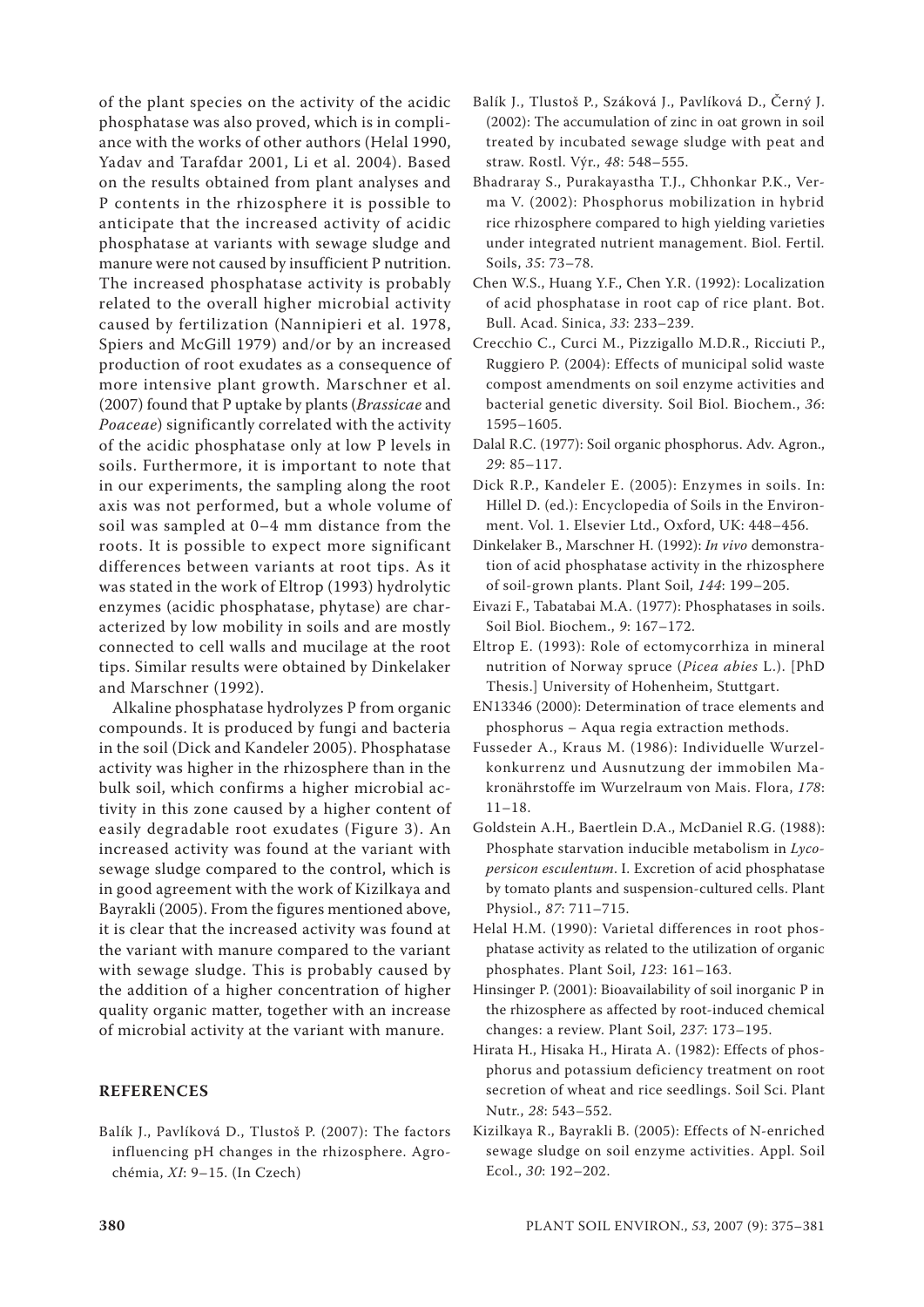of the plant species on the activity of the acidic phosphatase was also proved, which is in compliance with the works of other authors (Helal 1990, Yadav and Tarafdar 2001, Li et al. 2004). Based on the results obtained from plant analyses and P contents in the rhizosphere it is possible to anticipate that the increased activity of acidic phosphatase at variants with sewage sludge and manure were not caused by insufficient P nutrition. The increased phosphatase activity is probably related to the overall higher microbial activity caused by fertilization (Nannipieri et al. 1978, Spiers and McGill 1979) and/or by an increased production of root exudates as a consequence of more intensive plant growth. Marschner et al. (2007) found that P uptake by plants (*Brassicae* and *Poaceae*) significantly correlated with the activity of the acidic phosphatase only at low P levels in soils. Furthermore, it is important to note that in our experiments, the sampling along the root axis was not performed, but a whole volume of soil was sampled at 0–4 mm distance from the roots. It is possible to expect more significant differences between variants at root tips. As it was stated in the work of Eltrop (1993) hydrolytic enzymes (acidic phosphatase, phytase) are characterized by low mobility in soils and are mostly connected to cell walls and mucilage at the root tips. Similar results were obtained by Dinkelaker and Marschner (1992).

Alkaline phosphatase hydrolyzes P from organic compounds. It is produced by fungi and bacteria in the soil (Dick and Kandeler 2005). Phosphatase activity was higher in the rhizosphere than in the bulk soil, which confirms a higher microbial activity in this zone caused by a higher content of easily degradable root exudates (Figure 3). An increased activity was found at the variant with sewage sludge compared to the control, which is in good agreement with the work of Kizilkaya and Bayrakli (2005). From the figures mentioned above, it is clear that the increased activity was found at the variant with manure compared to the variant with sewage sludge. This is probably caused by the addition of a higher concentration of higher quality organic matter, together with an increase of microbial activity at the variant with manure.

## REFERENCES

Balík J., Pavlíková D., Tlustoš P. (2007): The factors influencing pH changes in the rhizosphere. Agrochémia, *XI*: 9–15. (In Czech)

Balík J., Tlustoš P., Száková J., Pavlíková D., Černý J. (2002): The accumulation of zinc in oat grown in soil treated by incubated sewage sludge with peat and straw. Rostl. Výr., *48*: 548–555.

Bhadraray S., Purakayastha T.J., Chhonkar P.K., Verma V. (2002): Phosphorus mobilization in hybrid rice rhizosphere compared to high yielding varieties under integrated nutrient management. Biol. Fertil. Soils, *35*: 73–78.

Chen W.S., Huang Y.F., Chen Y.R. (1992): Localization of acid phosphatase in root cap of rice plant. Bot. Bull. Acad. Sinica, *33*: 233–239.

Crecchio C., Curci M., Pizzigallo M.D.R., Ricciuti P., Ruggiero P. (2004): Effects of municipal solid waste compost amendments on soil enzyme activities and bacterial genetic diversity. Soil Biol. Biochem., *36*: 1595–1605.

Dalal R.C. (1977): Soil organic phosphorus. Adv. Agron., *29*: 85–117.

Dick R.P., Kandeler E. (2005): Enzymes in soils. In: Hillel D. (ed.): Encyclopedia of Soils in the Environment. Vol. 1. Elsevier Ltd., Oxford, UK: 448–456.

Dinkelaker B., Marschner H. (1992): *In vivo* demonstration of acid phosphatase activity in the rhizosphere of soil-grown plants. Plant Soil, *144*: 199–205.

Eivazi F., Tabatabai M.A. (1977): Phosphatases in soils. Soil Biol. Biochem., *9*: 167–172.

Eltrop E. (1993): Role of ectomycorrhiza in mineral nutrition of Norway spruce (*Picea abies* L.). [PhD Thesis.] University of Hohenheim, Stuttgart.

EN13346 (2000): Determination of trace elements and phosphorus – Aqua regia extraction methods.

Fusseder A., Kraus M. (1986): Individuelle Wurzelkonkurrenz und Ausnutzung der immobilen Makronährstoffe im Wurzelraum von Mais. Flora, *178*: 11–18.

Goldstein A.H., Baertlein D.A., McDaniel R.G. (1988): Phosphate starvation inducible metabolism in *Lycopersicon esculentum*. I. Excretion of acid phosphatase by tomato plants and suspension-cultured cells. Plant Physiol., *87*: 711–715.

Helal H.M. (1990): Varietal differences in root phosphatase activity as related to the utilization of organic phosphates. Plant Soil, *123*: 161–163.

Hinsinger P. (2001): Bioavailability of soil inorganic P in the rhizosphere as affected by root-induced chemical changes: a review. Plant Soil, *237*: 173–195.

Hirata H., Hisaka H., Hirata A. (1982): Effects of phosphorus and potassium deficiency treatment on root secretion of wheat and rice seedlings. Soil Sci. Plant Nutr., *28*: 543–552.

Kizilkaya R., Bayrakli B. (2005): Effects of N-enriched sewage sludge on soil enzyme activities. Appl. Soil Ecol., *30*: 192–202.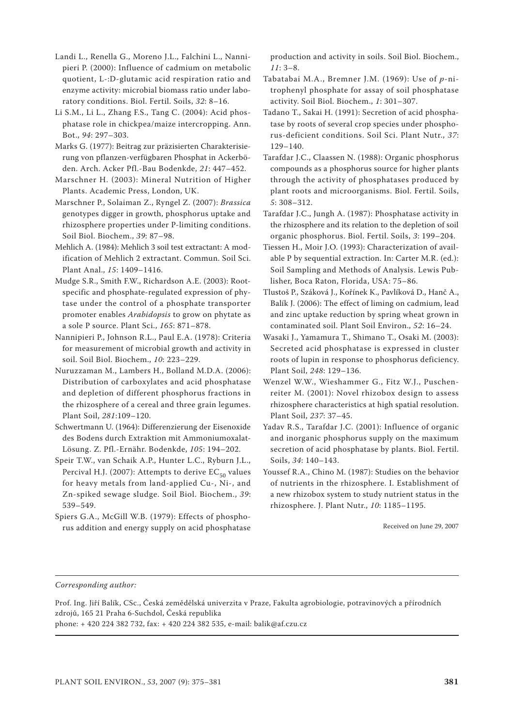Landi L., Renella G., Moreno J.L., Falchini L., Nannipieri P. (2000): Influence of cadmium on metabolic quotient, L-:D-glutamic acid respiration ratio and enzyme activity: microbial biomass ratio under laboratory conditions. Biol. Fertil. Soils, *32*: 8–16.

Li S.M., Li L., Zhang F.S., Tang C. (2004): Acid phosphatase role in chickpea/maize intercropping. Ann. Bot., *94*: 297–303.

Marks G. (1977): Beitrag zur präzisierten Charakterisierung von pflanzen-verfügbaren Phosphat in Ackerböden. Arch. Acker Pfl.-Bau Bodenkde, *21*: 447–452.

Marschner H. (2003): Mineral Nutrition of Higher Plants. Academic Press, London, UK.

Marschner P., Solaiman Z., Ryngel Z. (2007): *Brassica* genotypes digger in growth, phosphorus uptake and rhizosphere properties under P-limiting conditions. Soil Biol. Biochem., *39*: 87–98.

Mehlich A. (1984): Mehlich 3 soil test extractant: A modification of Mehlich 2 extractant. Commun. Soil Sci. Plant Anal., *15*: 1409–1416.

Mudge S.R., Smith F.W., Richardson A.E. (2003): Root-specific and phosphate-regulated expression of phytase under the control of a phosphate transporter promoter enables *Arabidopsis* to grow on phytate as a sole P source. Plant Sci., *165*: 871–878.

Nannipieri P., Johnson R.L., Paul E.A. (1978): Criteria for measurement of microbial growth and activity in soil. Soil Biol. Biochem., *10*: 223–229.

Nuruzzaman M., Lambers H., Bolland M.D.A. (2006): Distribution of carboxylates and acid phosphatase and depletion of different phosphorus fractions in the rhizosphere of a cereal and three grain legumes. Plant Soil, *281*:109–120.

Schwertmann U. (1964): Differenzierung der Eisenoxide des Bodens durch Extraktion mit Ammoniumoxalat-Lösung. Z. Pfl.-Ernähr. Bodenkde, *105*: 194–202.

Speir T.W., van Schaik A.P., Hunter L.C., Ryburn J.L., Percival H.J. (2007): Attempts to derive $EC_{50}$ values for heavy metals from land-applied Cu-, Ni-, and Zn-spiked sewage sludge. Soil Biol. Biochem., *39*: 539–549.

Spiers G.A., McGill W.B. (1979): Effects of phosphorus addition and energy supply on acid phosphatase production and activity in soils. Soil Biol. Biochem., *11*: 3–8.

Tabatabai M.A., Bremner J.M. (1969): Use of *p*-nitrophenyl phosphate for assay of soil phosphatase activity. Soil Biol. Biochem., *1*: 301–307.

Tadano T., Sakai H. (1991): Secretion of acid phosphatase by roots of several crop species under phosphorus-deficient conditions. Soil Sci. Plant Nutr., *37*: 129–140.

Tarafdar J.C., Claassen N. (1988): Organic phosphorus compounds as a phosphorus source for higher plants through the activity of phosphatases produced by plant roots and microorganisms. Biol. Fertil. Soils, *5*: 308–312.

Tarafdar J.C., Jungh A. (1987): Phosphatase activity in the rhizosphere and its relation to the depletion of soil organic phosphorus. Biol. Fertil. Soils, *3*: 199–204.

Tiessen H., Moir J.O. (1993): Characterization of available P by sequential extraction. In: Carter M.R. (ed.): Soil Sampling and Methods of Analysis. Lewis Publisher, Boca Raton, Florida, USA: 75–86.

Tlustoš P., Száková J., Kořínek K., Pavlíková D., Hanč A., Balík J. (2006): The effect of liming on cadmium, lead and zinc uptake reduction by spring wheat grown in contaminated soil. Plant Soil Environ., *52*: 16–24.

Wasaki J., Yamamura T., Shimano T., Osaki M. (2003): Secreted acid phosphatase is expressed in cluster roots of lupin in response to phosphorus deficiency. Plant Soil, *248*: 129–136.

Wenzel W.W., Wieshammer G., Fitz W.J., Puschenreiter M. (2001): Novel rhizobox design to assess rhizosphere characteristics at high spatial resolution. Plant Soil, *237*: 37–45.

Yadav R.S., Tarafdar J.C. (2001): Influence of organic and inorganic phosphorus supply on the maximum secretion of acid phosphatase by plants. Biol. Fertil. Soils, *34*: 140–143.

Youssef R.A., Chino M. (1987): Studies on the behavior of nutrients in the rhizosphere. I. Establishment of a new rhizobox system to study nutrient status in the rhizosphere. J. Plant Nutr., *10*: 1185–1195.

Received on June 29, 2007

*Corresponding author:*

Prof. Ing. Jiří Balík, CSc., Česká zemědělská univerzita v Praze, Fakulta agrobiologie, potravinových a přírodních zdrojů, 165 21 Praha 6-Suchdol, Česká republika
phone: + 420 224 382 732, fax: + 420 224 382 535, e-mail: balik@af.czu.cz